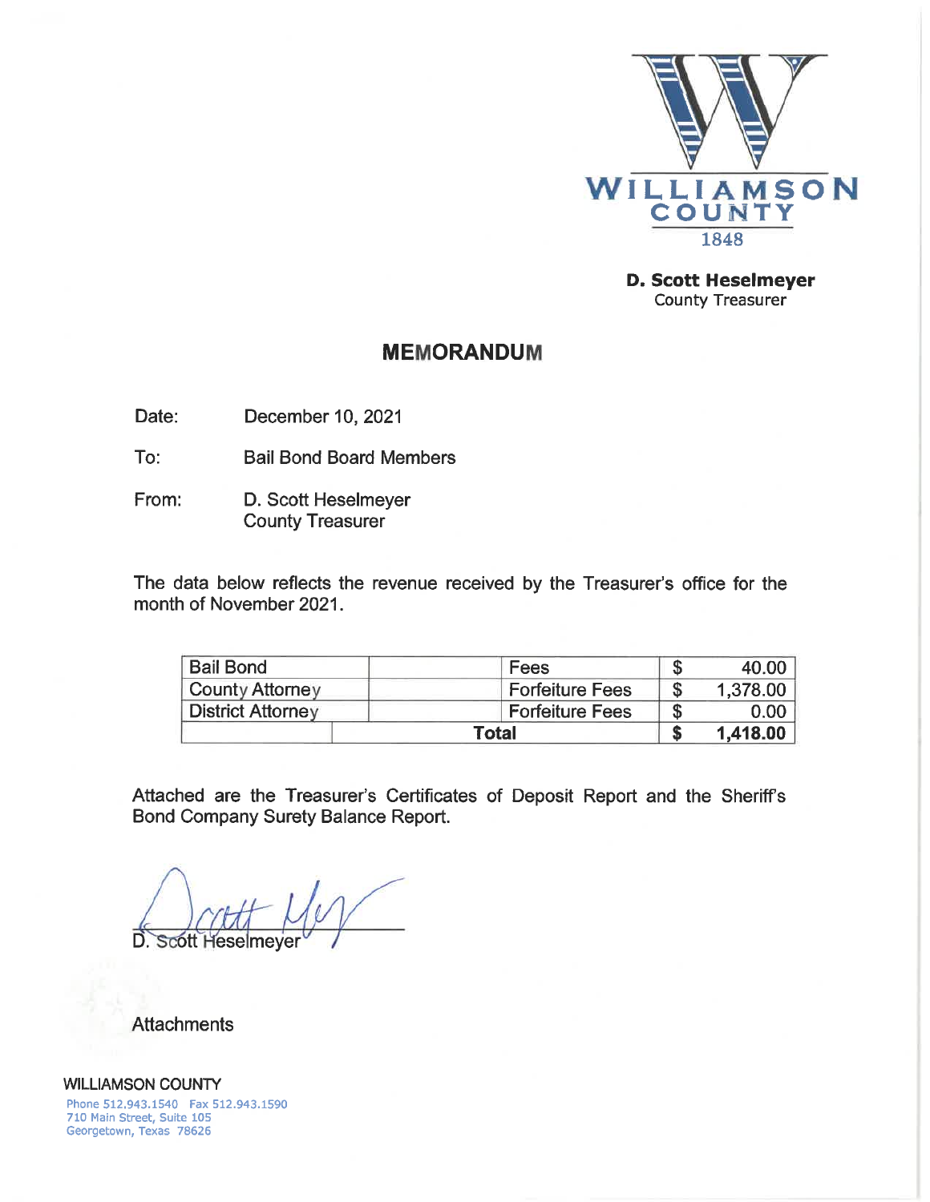WILLIAMSON COUNTY
1848

**D. Scott Heselmeyer**
County Treasurer

## MEMORANDUM

Date: December 10, 2021

To: Bail Bond Board Members

From: D. Scott Heselmeyer
County Treasurer

The data below reflects the revenue received by the Treasurer's office for the month of November 2021.

| | | | | |
|---|---|---|---|---|
| Bail Bond | | Fees | $ | 40.00 |
| County Attorney | | Forfeiture Fees | $ | 1,378.00 |
| District Attorney | | Forfeiture Fees | $ | 0.00 |
| | **Total** | | **$** | **1,418.00** |

Attached are the Treasurer's Certificates of Deposit Report and the Sheriff's Bond Company Surety Balance Report.

D. Scott Heselmeyer

Attachments

WILLIAMSON COUNTY
Phone 512.943.1540 Fax 512.943.1590
710 Main Street, Suite 105
Georgetown, Texas 78626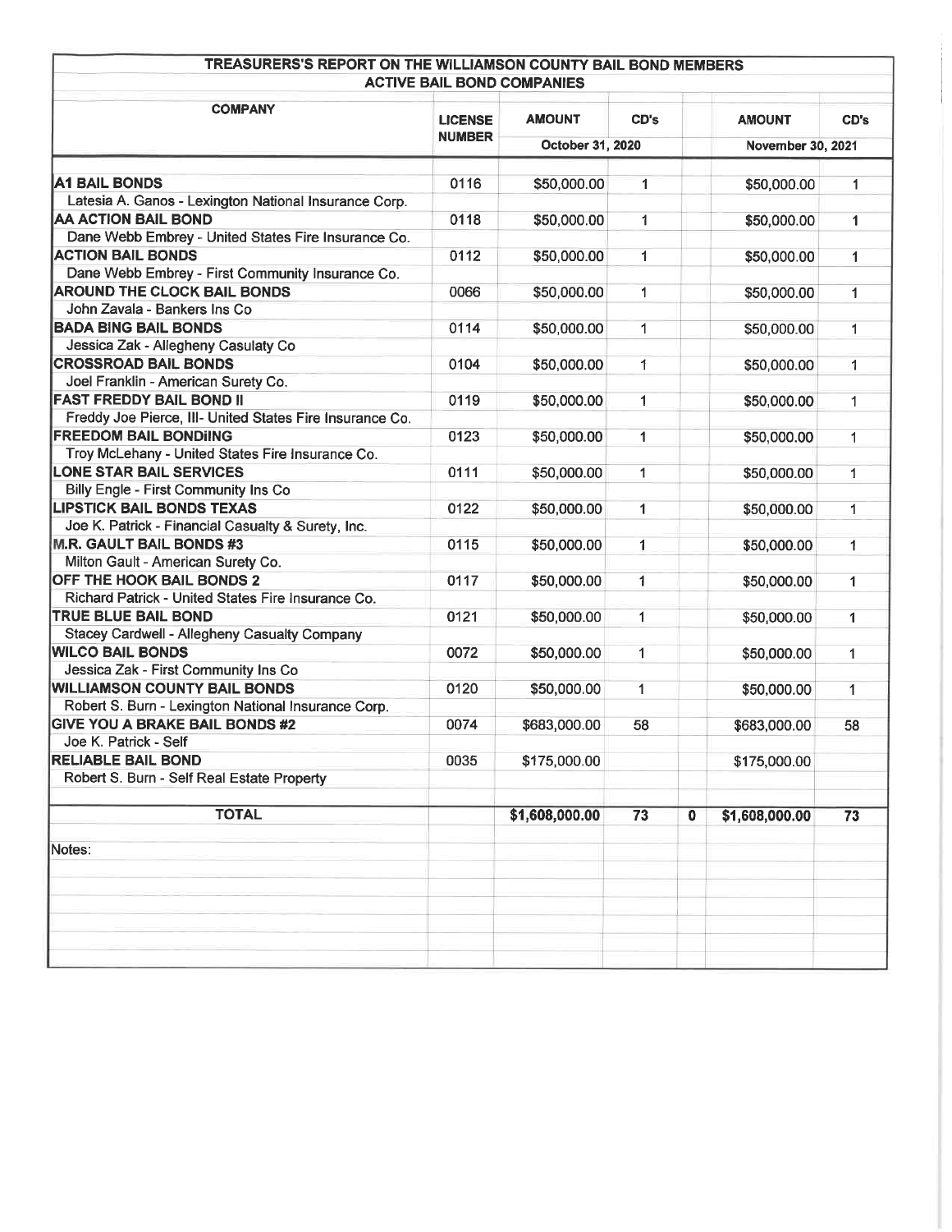## TREASURERS'S REPORT ON THE WILLIAMSON COUNTY BAIL BOND MEMBERS

### ACTIVE BAIL BOND COMPANIES

| COMPANY | LICENSE NUMBER | AMOUNT | CD's | | AMOUNT | CD's |
|---|---|---|---|---|---|---|
| | | October 31, 2020 | | | November 30, 2021 | |
| **A1 BAIL BONDS** | 0116 | $50,000.00 | 1 | | $50,000.00 | 1 |
| Latesia A. Ganos - Lexington National Insurance Corp. | | | | | | |
| **AA ACTION BAIL BOND** | 0118 | $50,000.00 | 1 | | $50,000.00 | 1 |
| Dane Webb Embrey - United States Fire Insurance Co. | | | | | | |
| **ACTION BAIL BONDS** | 0112 | $50,000.00 | 1 | | $50,000.00 | 1 |
| Dane Webb Embrey - First Community Insurance Co. | | | | | | |
| **AROUND THE CLOCK BAIL BONDS** | 0066 | $50,000.00 | 1 | | $50,000.00 | 1 |
| John Zavala - Bankers Ins Co | | | | | | |
| **BADA BING BAIL BONDS** | 0114 | $50,000.00 | 1 | | $50,000.00 | 1 |
| Jessica Zak - Allegheny Casulaty Co | | | | | | |
| **CROSSROAD BAIL BONDS** | 0104 | $50,000.00 | 1 | | $50,000.00 | 1 |
| Joel Franklin - American Surety Co. | | | | | | |
| **FAST FREDDY BAIL BOND II** | 0119 | $50,000.00 | 1 | | $50,000.00 | 1 |
| Freddy Joe Pierce, III- United States Fire Insurance Co. | | | | | | |
| **FREEDOM BAIL BONDIING** | 0123 | $50,000.00 | 1 | | $50,000.00 | 1 |
| Troy McLehany - United States Fire Insurance Co. | | | | | | |
| **LONE STAR BAIL SERVICES** | 0111 | $50,000.00 | 1 | | $50,000.00 | 1 |
| Billy Engle - First Community Ins Co | | | | | | |
| **LIPSTICK BAIL BONDS TEXAS** | 0122 | $50,000.00 | 1 | | $50,000.00 | 1 |
| Joe K. Patrick - Financial Casualty & Surety, Inc. | | | | | | |
| **M.R. GAULT BAIL BONDS #3** | 0115 | $50,000.00 | 1 | | $50,000.00 | 1 |
| Milton Gault - American Surety Co. | | | | | | |
| **OFF THE HOOK BAIL BONDS 2** | 0117 | $50,000.00 | 1 | | $50,000.00 | 1 |
| Richard Patrick - United States Fire Insurance Co. | | | | | | |
| **TRUE BLUE BAIL BOND** | 0121 | $50,000.00 | 1 | | $50,000.00 | 1 |
| Stacey Cardwell - Allegheny Casualty Company | | | | | | |
| **WILCO BAIL BONDS** | 0072 | $50,000.00 | 1 | | $50,000.00 | 1 |
| Jessica Zak - First Community Ins Co | | | | | | |
| **WILLIAMSON COUNTY BAIL BONDS** | 0120 | $50,000.00 | 1 | | $50,000.00 | 1 |
| Robert S. Burn - Lexington National Insurance Corp. | | | | | | |
| **GIVE YOU A BRAKE BAIL BONDS #2** | 0074 | $683,000.00 | 58 | | $683,000.00 | 58 |
| Joe K. Patrick - Self | | | | | | |
| **RELIABLE BAIL BOND** | 0035 | $175,000.00 | | | $175,000.00 | |
| Robert S. Burn - Self Real Estate Property | | | | | | |
| **TOTAL** | | **$1,608,000.00** | **73** | **0** | **$1,608,000.00** | **73** |

Notes: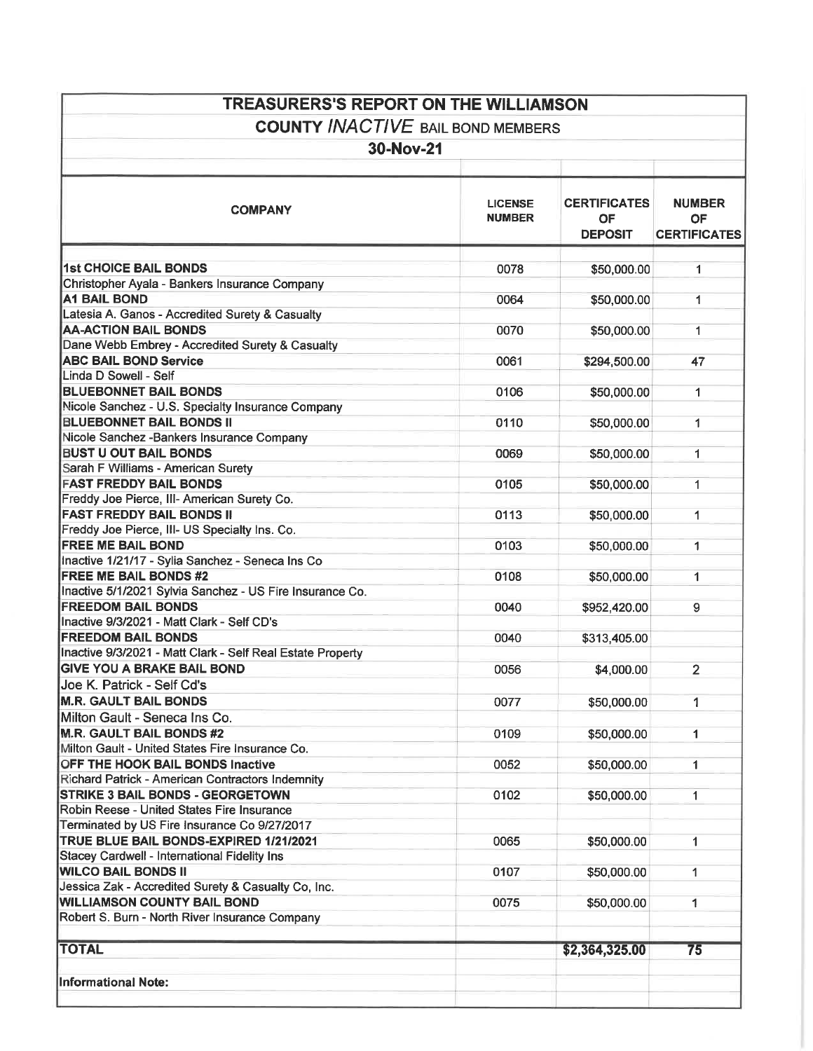# TREASURERS'S REPORT ON THE WILLIAMSON

## COUNTY *INACTIVE* BAIL BOND MEMBERS

### 30-Nov-21

| COMPANY | LICENSE NUMBER | CERTIFICATES OF DEPOSIT | NUMBER OF CERTIFICATES |
|---|---|---|---|
| **1st CHOICE BAIL BONDS** | 0078 | $50,000.00 | 1 |
| Christopher Ayala - Bankers Insurance Company | | | |
| **A1 BAIL BOND** | 0064 | $50,000.00 | 1 |
| Latesia A. Ganos - Accredited Surety & Casualty | | | |
| **AA-ACTION BAIL BONDS** | 0070 | $50,000.00 | 1 |
| Dane Webb Embrey - Accredited Surety & Casualty | | | |
| **ABC BAIL BOND Service** | 0061 | $294,500.00 | 47 |
| Linda D Sowell - Self | | | |
| **BLUEBONNET BAIL BONDS** | 0106 | $50,000.00 | 1 |
| Nicole Sanchez - U.S. Specialty Insurance Company | | | |
| **BLUEBONNET BAIL BONDS II** | 0110 | $50,000.00 | 1 |
| Nicole Sanchez -Bankers Insurance Company | | | |
| **BUST U OUT BAIL BONDS** | 0069 | $50,000.00 | 1 |
| Sarah F Williams - American Surety | | | |
| **FAST FREDDY BAIL BONDS** | 0105 | $50,000.00 | 1 |
| Freddy Joe Pierce, III- American Surety Co. | | | |
| **FAST FREDDY BAIL BONDS II** | 0113 | $50,000.00 | 1 |
| Freddy Joe Pierce, III- US Specialty Ins. Co. | | | |
| **FREE ME BAIL BOND** | 0103 | $50,000.00 | 1 |
| Inactive 1/21/17 - Sylia Sanchez - Seneca Ins Co | | | |
| **FREE ME BAIL BONDS #2** | 0108 | $50,000.00 | 1 |
| Inactive 5/1/2021 Sylvia Sanchez - US Fire Insurance Co. | | | |
| **FREEDOM BAIL BONDS** | 0040 | $952,420.00 | 9 |
| Inactive 9/3/2021 - Matt Clark - Self CD's | | | |
| **FREEDOM BAIL BONDS** | 0040 | $313,405.00 | |
| Inactive 9/3/2021 - Matt Clark - Self Real Estate Property | | | |
| **GIVE YOU A BRAKE BAIL BOND** | 0056 | $4,000.00 | 2 |
| Joe K. Patrick - Self Cd's | | | |
| **M.R. GAULT BAIL BONDS** | 0077 | $50,000.00 | 1 |
| Milton Gault - Seneca Ins Co. | | | |
| **M.R. GAULT BAIL BONDS #2** | 0109 | $50,000.00 | 1 |
| Milton Gault - United States Fire Insurance Co. | | | |
| **OFF THE HOOK BAIL BONDS Inactive** | 0052 | $50,000.00 | 1 |
| Richard Patrick - American Contractors Indemnity | | | |
| **STRIKE 3 BAIL BONDS - GEORGETOWN** | 0102 | $50,000.00 | 1 |
| Robin Reese - United States Fire Insurance | | | |
| Terminated by US Fire Insurance Co 9/27/2017 | | | |
| **TRUE BLUE BAIL BONDS-EXPIRED 1/21/2021** | 0065 | $50,000.00 | 1 |
| Stacey Cardwell - International Fidelity Ins | | | |
| **WILCO BAIL BONDS II** | 0107 | $50,000.00 | 1 |
| Jessica Zak - Accredited Surety & Casualty Co, Inc. | | | |
| **WILLIAMSON COUNTY BAIL BOND** | 0075 | $50,000.00 | 1 |
| Robert S. Burn - North River Insurance Company | | | |
| **TOTAL** | | **$2,364,325.00** | **75** |
| **Informational Note:** | | | |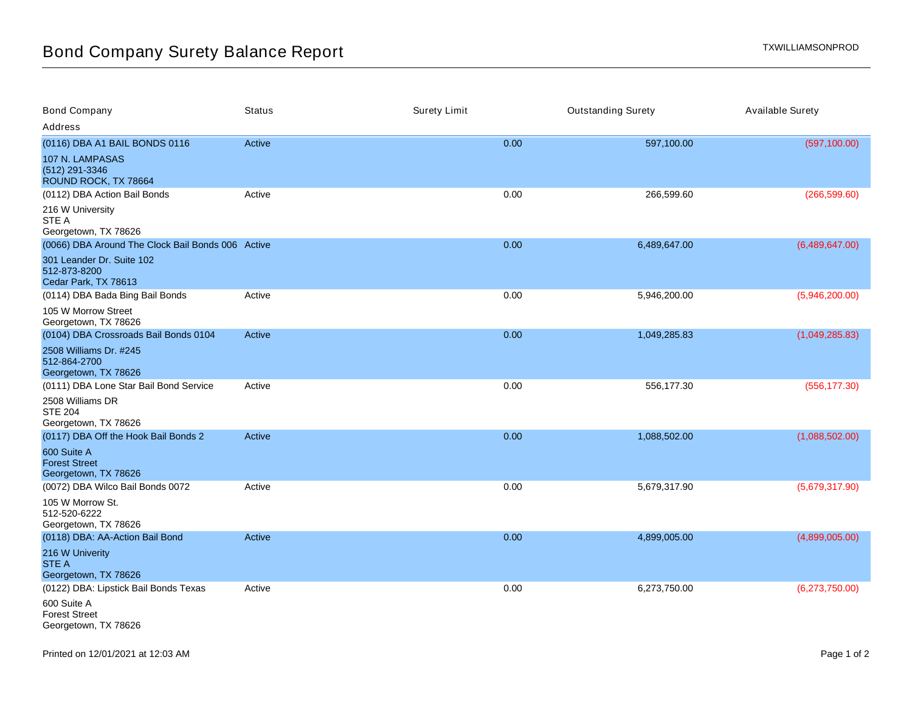# Bond Company Surety Balance Report

TXWILLIAMSONPROD

| Bond Company / Address | Status | Surety Limit | Outstanding Surety | Available Surety |
|---|---|---|---|---|
| (0116) DBA A1 BAIL BONDS 0116<br>107 N. LAMPASAS<br>(512) 291-3346<br>ROUND ROCK, TX 78664 | Active | 0.00 | 597,100.00 | (597,100.00) |
| (0112) DBA Action Bail Bonds<br>216 W University<br>STE A<br>Georgetown, TX 78626 | Active | 0.00 | 266,599.60 | (266,599.60) |
| (0066) DBA Around The Clock Bail Bonds 006<br>301 Leander Dr. Suite 102<br>512-873-8200<br>Cedar Park, TX 78613 | Active | 0.00 | 6,489,647.00 | (6,489,647.00) |
| (0114) DBA Bada Bing Bail Bonds<br>105 W Morrow Street<br>Georgetown, TX 78626 | Active | 0.00 | 5,946,200.00 | (5,946,200.00) |
| (0104) DBA Crossroads Bail Bonds 0104<br>2508 Williams Dr. #245<br>512-864-2700<br>Georgetown, TX 78626 | Active | 0.00 | 1,049,285.83 | (1,049,285.83) |
| (0111) DBA Lone Star Bail Bond Service<br>2508 Williams DR<br>STE 204<br>Georgetown, TX 78626 | Active | 0.00 | 556,177.30 | (556,177.30) |
| (0117) DBA Off the Hook Bail Bonds 2<br>600 Suite A<br>Forest Street<br>Georgetown, TX 78626 | Active | 0.00 | 1,088,502.00 | (1,088,502.00) |
| (0072) DBA Wilco Bail Bonds 0072<br>105 W Morrow St.<br>512-520-6222<br>Georgetown, TX 78626 | Active | 0.00 | 5,679,317.90 | (5,679,317.90) |
| (0118) DBA: AA-Action Bail Bond<br>216 W Univerity<br>STE A<br>Georgetown, TX 78626 | Active | 0.00 | 4,899,005.00 | (4,899,005.00) |
| (0122) DBA: Lipstick Bail Bonds Texas<br>600 Suite A<br>Forest Street<br>Georgetown, TX 78626 | Active | 0.00 | 6,273,750.00 | (6,273,750.00) |

Printed on 12/01/2021 at 12:03 AM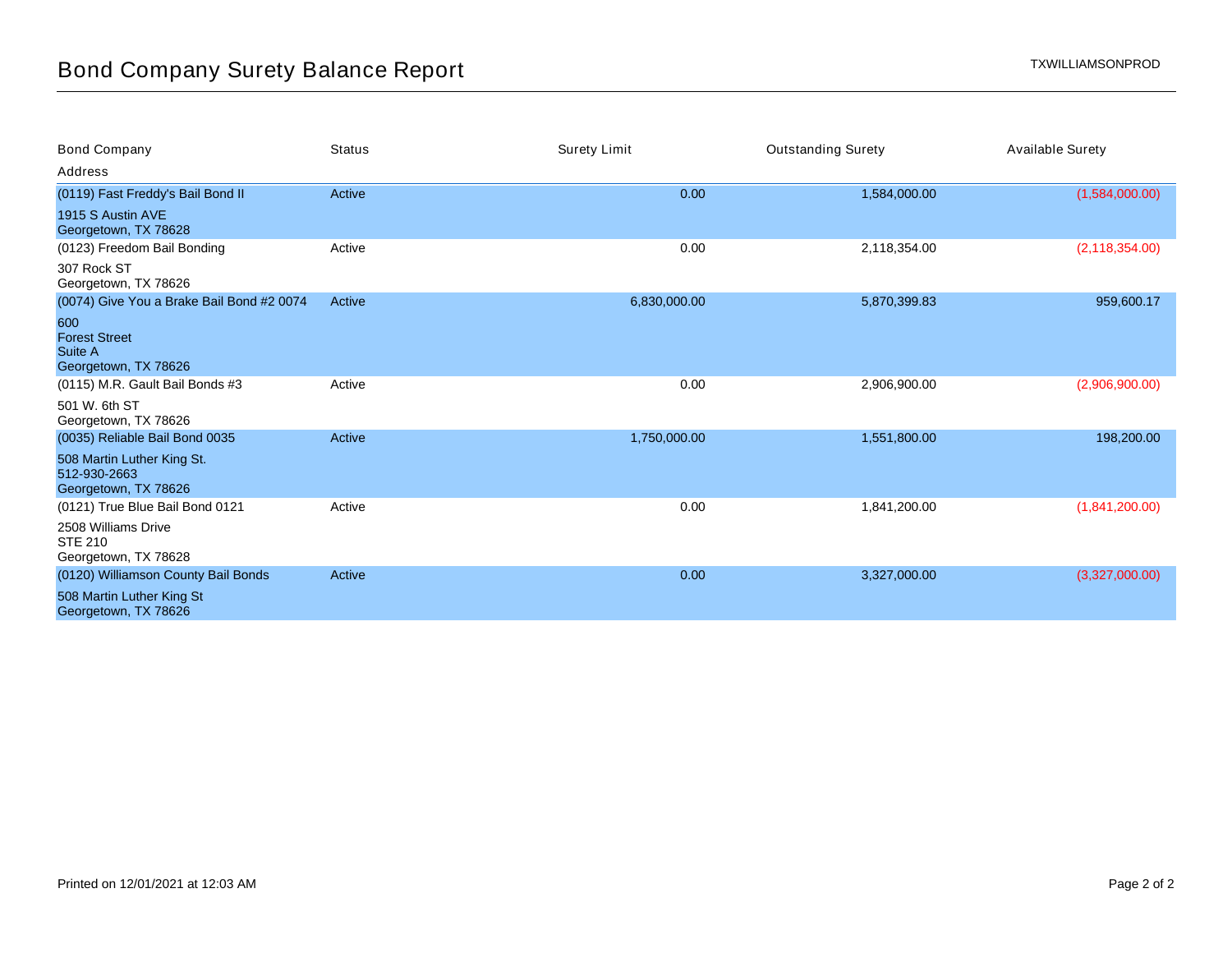# Bond Company Surety Balance Report

TXWILLIAMSONPROD

| Bond Company<br>Address | Status | Surety Limit | Outstanding Surety | Available Surety |
|---|---|---|---|---|
| (0119) Fast Freddy's Bail Bond II<br>1915 S Austin AVE<br>Georgetown, TX 78628 | Active | 0.00 | 1,584,000.00 | (1,584,000.00) |
| (0123) Freedom Bail Bonding<br>307 Rock ST<br>Georgetown, TX 78626 | Active | 0.00 | 2,118,354.00 | (2,118,354.00) |
| (0074) Give You a Brake Bail Bond #2 0074<br>600<br>Forest Street<br>Suite A<br>Georgetown, TX 78626 | Active | 6,830,000.00 | 5,870,399.83 | 959,600.17 |
| (0115) M.R. Gault Bail Bonds #3<br>501 W. 6th ST<br>Georgetown, TX 78626 | Active | 0.00 | 2,906,900.00 | (2,906,900.00) |
| (0035) Reliable Bail Bond 0035<br>508 Martin Luther King St.<br>512-930-2663<br>Georgetown, TX 78626 | Active | 1,750,000.00 | 1,551,800.00 | 198,200.00 |
| (0121) True Blue Bail Bond 0121<br>2508 Williams Drive<br>STE 210<br>Georgetown, TX 78628 | Active | 0.00 | 1,841,200.00 | (1,841,200.00) |
| (0120) Williamson County Bail Bonds<br>508 Martin Luther King St<br>Georgetown, TX 78626 | Active | 0.00 | 3,327,000.00 | (3,327,000.00) |

Printed on 12/01/2021 at 12:03 AM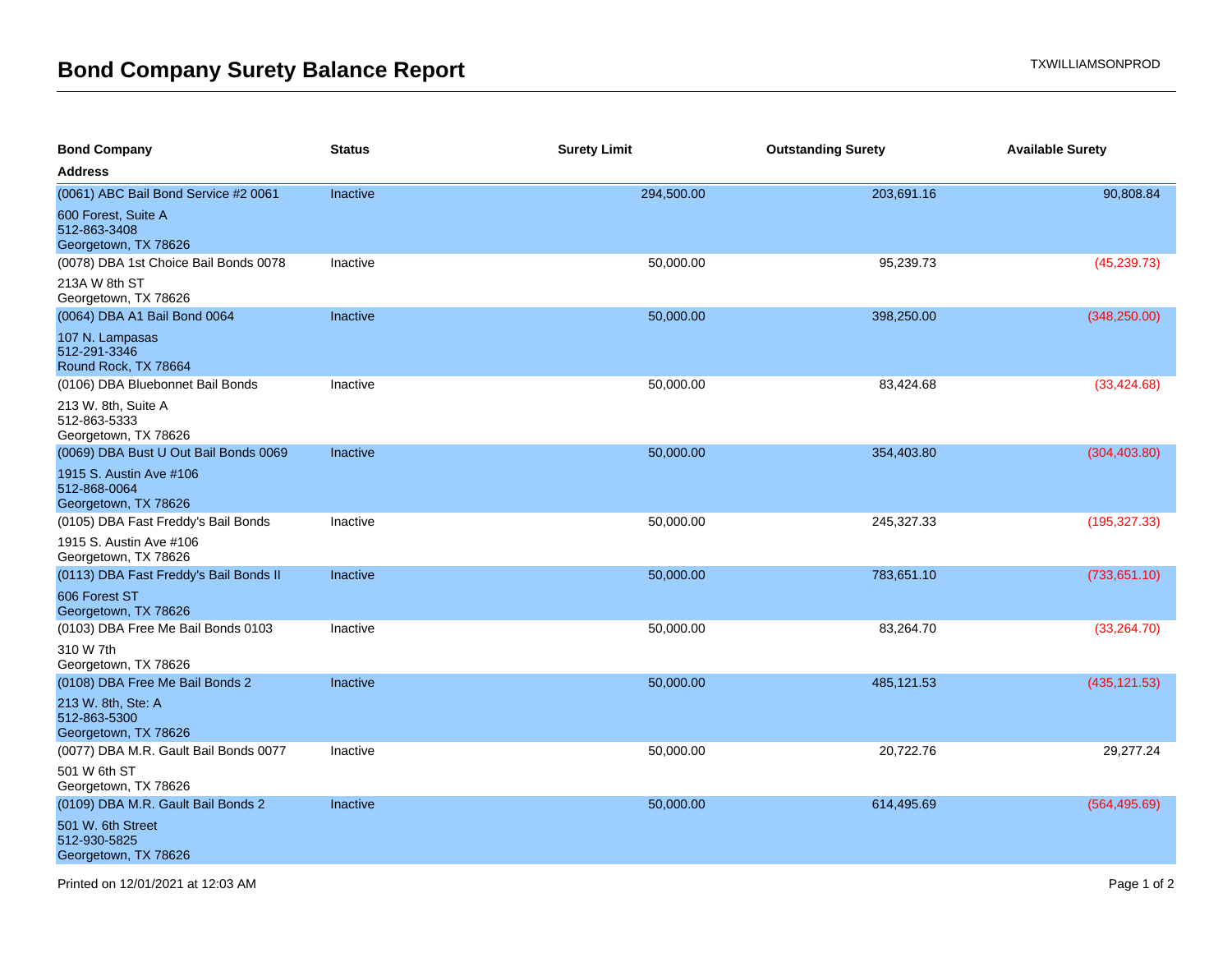# Bond Company Surety Balance Report

TXWILLIAMSONPROD

| Bond Company<br>Address | Status | Surety Limit | Outstanding Surety | Available Surety |
|---|---|---|---|---|
| (0061) ABC Bail Bond Service #2 0061<br>600 Forest, Suite A<br>512-863-3408<br>Georgetown, TX 78626 | Inactive | 294,500.00 | 203,691.16 | 90,808.84 |
| (0078) DBA 1st Choice Bail Bonds 0078<br>213A W 8th ST<br>Georgetown, TX 78626 | Inactive | 50,000.00 | 95,239.73 | (45,239.73) |
| (0064) DBA A1 Bail Bond 0064<br>107 N. Lampasas<br>512-291-3346<br>Round Rock, TX 78664 | Inactive | 50,000.00 | 398,250.00 | (348,250.00) |
| (0106) DBA Bluebonnet Bail Bonds<br>213 W. 8th, Suite A<br>512-863-5333<br>Georgetown, TX 78626 | Inactive | 50,000.00 | 83,424.68 | (33,424.68) |
| (0069) DBA Bust U Out Bail Bonds 0069<br>1915 S. Austin Ave #106<br>512-868-0064<br>Georgetown, TX 78626 | Inactive | 50,000.00 | 354,403.80 | (304,403.80) |
| (0105) DBA Fast Freddy's Bail Bonds<br>1915 S. Austin Ave #106<br>Georgetown, TX 78626 | Inactive | 50,000.00 | 245,327.33 | (195,327.33) |
| (0113) DBA Fast Freddy's Bail Bonds II<br>606 Forest ST<br>Georgetown, TX 78626 | Inactive | 50,000.00 | 783,651.10 | (733,651.10) |
| (0103) DBA Free Me Bail Bonds 0103<br>310 W 7th<br>Georgetown, TX 78626 | Inactive | 50,000.00 | 83,264.70 | (33,264.70) |
| (0108) DBA Free Me Bail Bonds 2<br>213 W. 8th, Ste: A<br>512-863-5300<br>Georgetown, TX 78626 | Inactive | 50,000.00 | 485,121.53 | (435,121.53) |
| (0077) DBA M.R. Gault Bail Bonds 0077<br>501 W 6th ST<br>Georgetown, TX 78626 | Inactive | 50,000.00 | 20,722.76 | 29,277.24 |
| (0109) DBA M.R. Gault Bail Bonds 2<br>501 W. 6th Street<br>512-930-5825<br>Georgetown, TX 78626 | Inactive | 50,000.00 | 614,495.69 | (564,495.69) |

Printed on 12/01/2021 at 12:03 AM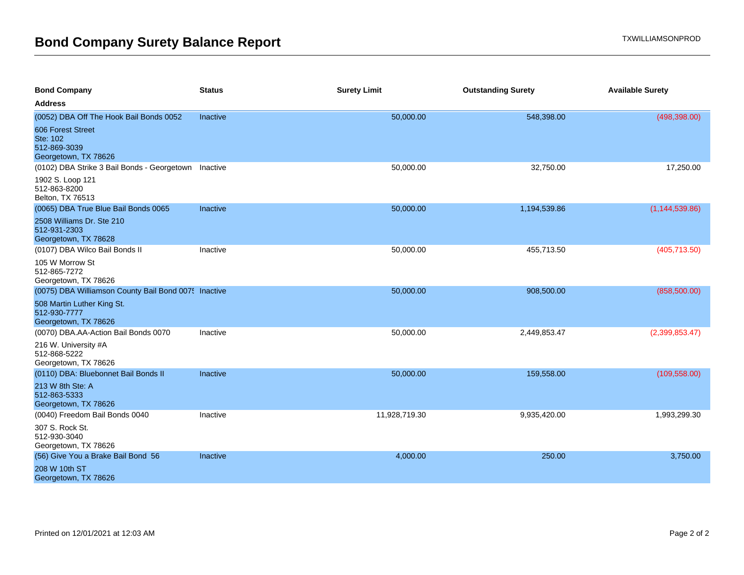# Bond Company Surety Balance Report

TXWILLIAMSONPROD

| Bond Company / Address | Status | Surety Limit | Outstanding Surety | Available Surety |
|---|---|---|---|---|
| (0052) DBA Off The Hook Bail Bonds 0052<br>606 Forest Street<br>Ste: 102<br>512-869-3039<br>Georgetown, TX 78626 | Inactive | 50,000.00 | 548,398.00 | (498,398.00) |
| (0102) DBA Strike 3 Bail Bonds - Georgetown<br>1902 S. Loop 121<br>512-863-8200<br>Belton, TX 76513 | Inactive | 50,000.00 | 32,750.00 | 17,250.00 |
| (0065) DBA True Blue Bail Bonds 0065<br>2508 Williams Dr. Ste 210<br>512-931-2303<br>Georgetown, TX 78628 | Inactive | 50,000.00 | 1,194,539.86 | (1,144,539.86) |
| (0107) DBA Wilco Bail Bonds II<br>105 W Morrow St<br>512-865-7272<br>Georgetown, TX 78626 | Inactive | 50,000.00 | 455,713.50 | (405,713.50) |
| (0075) DBA Williamson County Bail Bond 0075<br>508 Martin Luther King St.<br>512-930-7777<br>Georgetown, TX 78626 | Inactive | 50,000.00 | 908,500.00 | (858,500.00) |
| (0070) DBA.AA-Action Bail Bonds 0070<br>216 W. University #A<br>512-868-5222<br>Georgetown, TX 78626 | Inactive | 50,000.00 | 2,449,853.47 | (2,399,853.47) |
| (0110) DBA: Bluebonnet Bail Bonds II<br>213 W 8th Ste: A<br>512-863-5333<br>Georgetown, TX 78626 | Inactive | 50,000.00 | 159,558.00 | (109,558.00) |
| (0040) Freedom Bail Bonds 0040<br>307 S. Rock St.<br>512-930-3040<br>Georgetown, TX 78626 | Inactive | 11,928,719.30 | 9,935,420.00 | 1,993,299.30 |
| (56) Give You a Brake Bail Bond 56<br>208 W 10th ST<br>Georgetown, TX 78626 | Inactive | 4,000.00 | 250.00 | 3,750.00 |

Printed on 12/01/2021 at 12:03 AM